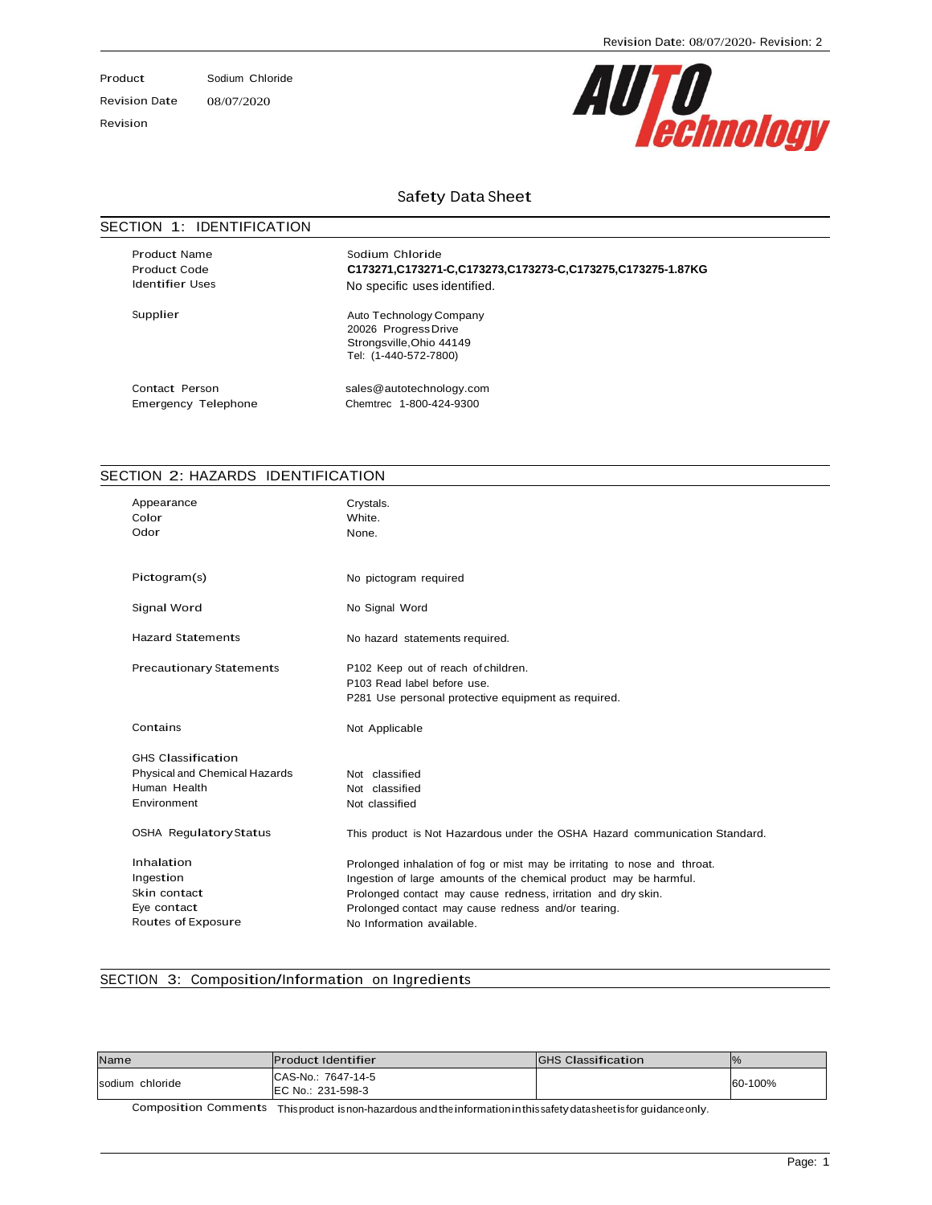| Product | Sodium Chloride |
|---|---|
| Revision Date | 08/07/2020 |
| Revision | |

# Safety Data Sheet

## SECTION 1: IDENTIFICATION

| | |
|---|---|
| Product Name | Sodium Chloride |
| Product Code | **C173271,C173271-C,C173273,C173273-C,C173275,C173275-1.87KG** |
| Identifier Uses | No specific uses identified. |
| Supplier | Auto Technology Company<br>20026 Progress Drive<br>Strongsville,Ohio 44149<br>Tel: (1-440-572-7800) |
| Contact Person | sales@autotechnology.com |
| Emergency Telephone | Chemtrec 1-800-424-9300 |

## SECTION 2: HAZARDS IDENTIFICATION

| | |
|---|---|
| Appearance | Crystals. |
| Color | White. |
| Odor | None. |
| Pictogram(s) | No pictogram required |
| Signal Word | No Signal Word |
| Hazard Statements | No hazard statements required. |
| Precautionary Statements | P102 Keep out of reach of children.<br>P103 Read label before use.<br>P281 Use personal protective equipment as required. |
| Contains | Not Applicable |
| GHS Classification | |
| Physical and Chemical Hazards | Not classified |
| Human Health | Not classified |
| Environment | Not classified |
| OSHA Regulatory Status | This product is Not Hazardous under the OSHA Hazard communication Standard. |
| Inhalation | Prolonged inhalation of fog or mist may be irritating to nose and throat. |
| Ingestion | Ingestion of large amounts of the chemical product may be harmful. |
| Skin contact | Prolonged contact may cause redness, irritation and dry skin. |
| Eye contact | Prolonged contact may cause redness and/or tearing. |
| Routes of Exposure | No Information available. |

## SECTION 3: Composition/Information on Ingredients

| Name | Product Identifier | GHS Classification | % |
|---|---|---|---|
| sodium chloride | CAS-No.: 7647-14-5<br>EC No.: 231-598-3 | | 60-100% |

Composition Comments This product is non-hazardous and the information in this safety data sheet is for guidance only.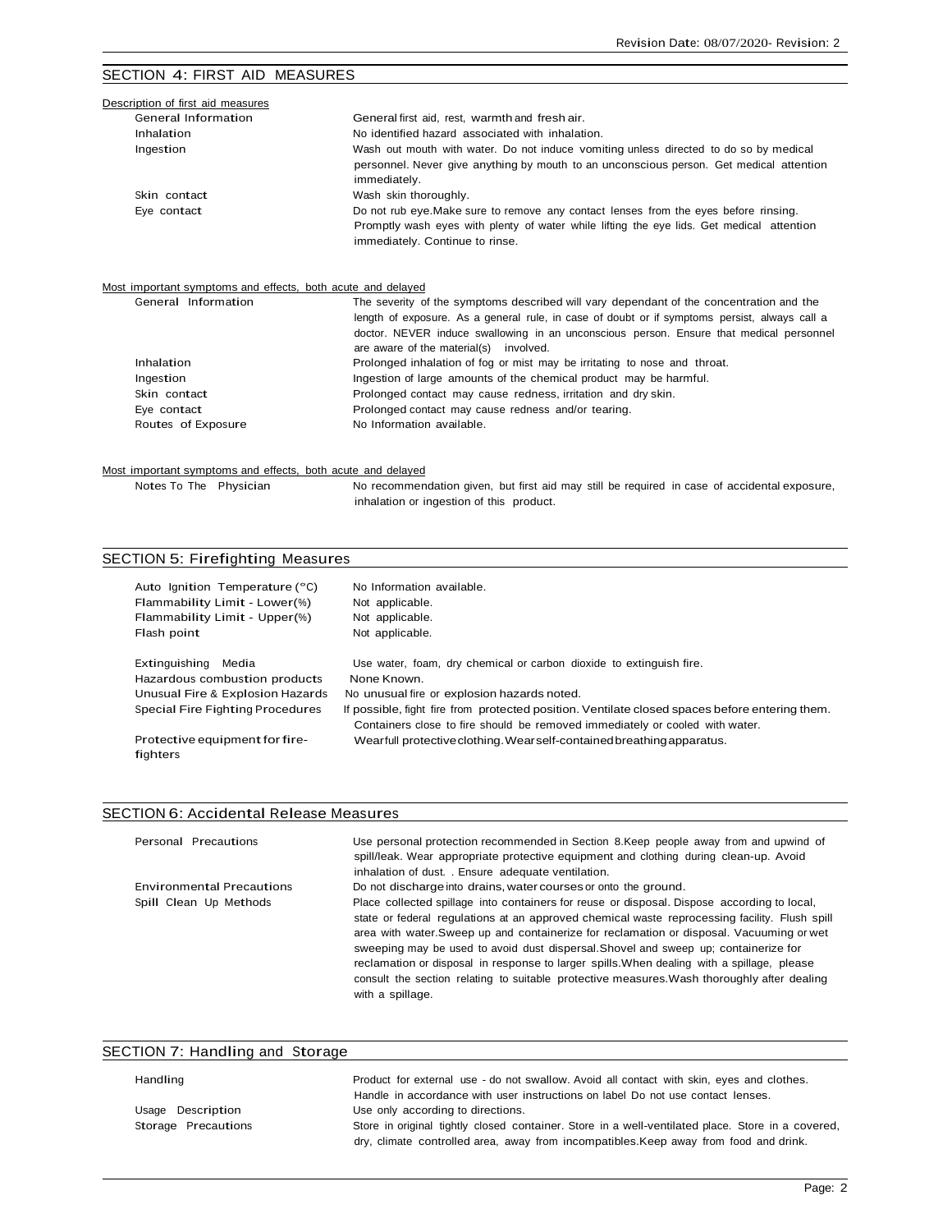## SECTION 4: FIRST AID MEASURES

### Description of first aid measures

| | |
|---|---|
| General Information | General first aid, rest, warmth and fresh air. |
| Inhalation | No identified hazard associated with inhalation. |
| Ingestion | Wash out mouth with water. Do not induce vomiting unless directed to do so by medical personnel. Never give anything by mouth to an unconscious person. Get medical attention immediately. |
| Skin contact | Wash skin thoroughly. |
| Eye contact | Do not rub eye.Make sure to remove any contact lenses from the eyes before rinsing. Promptly wash eyes with plenty of water while lifting the eye lids. Get medical attention immediately. Continue to rinse. |

### Most important symptoms and effects, both acute and delayed

| | |
|---|---|
| General Information | The severity of the symptoms described will vary dependant of the concentration and the length of exposure. As a general rule, in case of doubt or if symptoms persist, always call a doctor. NEVER induce swallowing in an unconscious person. Ensure that medical personnel are aware of the material(s) involved. |
| Inhalation | Prolonged inhalation of fog or mist may be irritating to nose and throat. |
| Ingestion | Ingestion of large amounts of the chemical product may be harmful. |
| Skin contact | Prolonged contact may cause redness, irritation and dry skin. |
| Eye contact | Prolonged contact may cause redness and/or tearing. |
| Routes of Exposure | No Information available. |

### Most important symptoms and effects, both acute and delayed

| | |
|---|---|
| Notes To The Physician | No recommendation given, but first aid may still be required in case of accidental exposure, inhalation or ingestion of this product. |

## SECTION 5: Firefighting Measures

| | |
|---|---|
| Auto Ignition Temperature (°C) | No Information available. |
| Flammability Limit - Lower(%) | Not applicable. |
| Flammability Limit - Upper(%) | Not applicable. |
| Flash point | Not applicable. |
| Extinguishing Media | Use water, foam, dry chemical or carbon dioxide to extinguish fire. |
| Hazardous combustion products | None Known. |
| Unusual Fire & Explosion Hazards | No unusual fire or explosion hazards noted. |
| Special Fire Fighting Procedures | If possible, fight fire from protected position. Ventilate closed spaces before entering them. Containers close to fire should be removed immediately or cooled with water. |
| Protective equipment for fire-fighters | Wear full protective clothing. Wear self-contained breathing apparatus. |

## SECTION 6: Accidental Release Measures

| | |
|---|---|
| Personal Precautions | Use personal protection recommended in Section 8.Keep people away from and upwind of spill/leak. Wear appropriate protective equipment and clothing during clean-up. Avoid inhalation of dust. . Ensure adequate ventilation. |
| Environmental Precautions | Do not discharge into drains, water courses or onto the ground. |
| Spill Clean Up Methods | Place collected spillage into containers for reuse or disposal. Dispose according to local, state or federal regulations at an approved chemical waste reprocessing facility. Flush spill area with water.Sweep up and containerize for reclamation or disposal. Vacuuming or wet sweeping may be used to avoid dust dispersal.Shovel and sweep up; containerize for reclamation or disposal in response to larger spills.When dealing with a spillage, please consult the section relating to suitable protective measures.Wash thoroughly after dealing with a spillage. |

## SECTION 7: Handling and Storage

| | |
|---|---|
| Handling | Product for external use - do not swallow. Avoid all contact with skin, eyes and clothes. Handle in accordance with user instructions on label Do not use contact lenses. |
| Usage Description | Use only according to directions. |
| Storage Precautions | Store in original tightly closed container. Store in a well-ventilated place. Store in a covered, dry, climate controlled area, away from incompatibles.Keep away from food and drink. |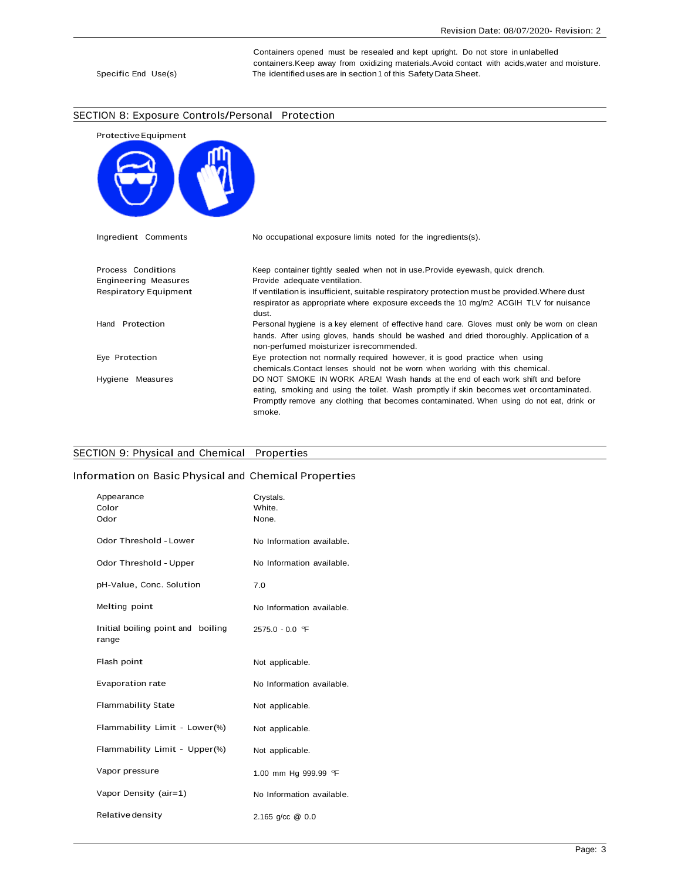|  |  |
|---|---|
|  | Containers opened must be resealed and kept upright. Do not store in unlabelled containers.Keep away from oxidizing materials.Avoid contact with acids,water and moisture. |
| Specific End Use(s) | The identified uses are in section 1 of this Safety Data Sheet. |

## SECTION 8: Exposure Controls/Personal Protection

Protective Equipment

|  |  |
|---|---|
| Ingredient Comments | No occupational exposure limits noted for the ingredients(s). |
| Process Conditions | Keep container tightly sealed when not in use.Provide eyewash, quick drench. |
| Engineering Measures | Provide adequate ventilation. |
| Respiratory Equipment | If ventilation is insufficient, suitable respiratory protection must be provided.Where dust respirator as appropriate where exposure exceeds the 10 mg/m2 ACGIH TLV for nuisance dust. |
| Hand Protection | Personal hygiene is a key element of effective hand care. Gloves must only be worn on clean hands. After using gloves, hands should be washed and dried thoroughly. Application of a non-perfumed moisturizer isrecommended. |
| Eye Protection | Eye protection not normally required however, it is good practice when using chemicals.Contact lenses should not be worn when working with this chemical. |
| Hygiene Measures | DO NOT SMOKE IN WORK AREA! Wash hands at the end of each work shift and before eating, smoking and using the toilet. Wash promptly if skin becomes wet orcontaminated. Promptly remove any clothing that becomes contaminated. When using do not eat, drink or smoke. |

## SECTION 9: Physical and Chemical Properties

### Information on Basic Physical and Chemical Properties

|  |  |
|---|---|
| Appearance | Crystals. |
| Color | White. |
| Odor | None. |
| Odor Threshold - Lower | No Information available. |
| Odor Threshold - Upper | No Information available. |
| pH-Value, Conc. Solution | 7.0 |
| Melting point | No Information available. |
| Initial boiling point and boiling range | 2575.0 - 0.0 ℉ |
| Flash point | Not applicable. |
| Evaporation rate | No Information available. |
| Flammability State | Not applicable. |
| Flammability Limit - Lower(%) | Not applicable. |
| Flammability Limit - Upper(%) | Not applicable. |
| Vapor pressure | 1.00 mm Hg 999.99 ℉ |
| Vapor Density (air=1) | No Information available. |
| Relative density | 2.165 g/cc @ 0.0 |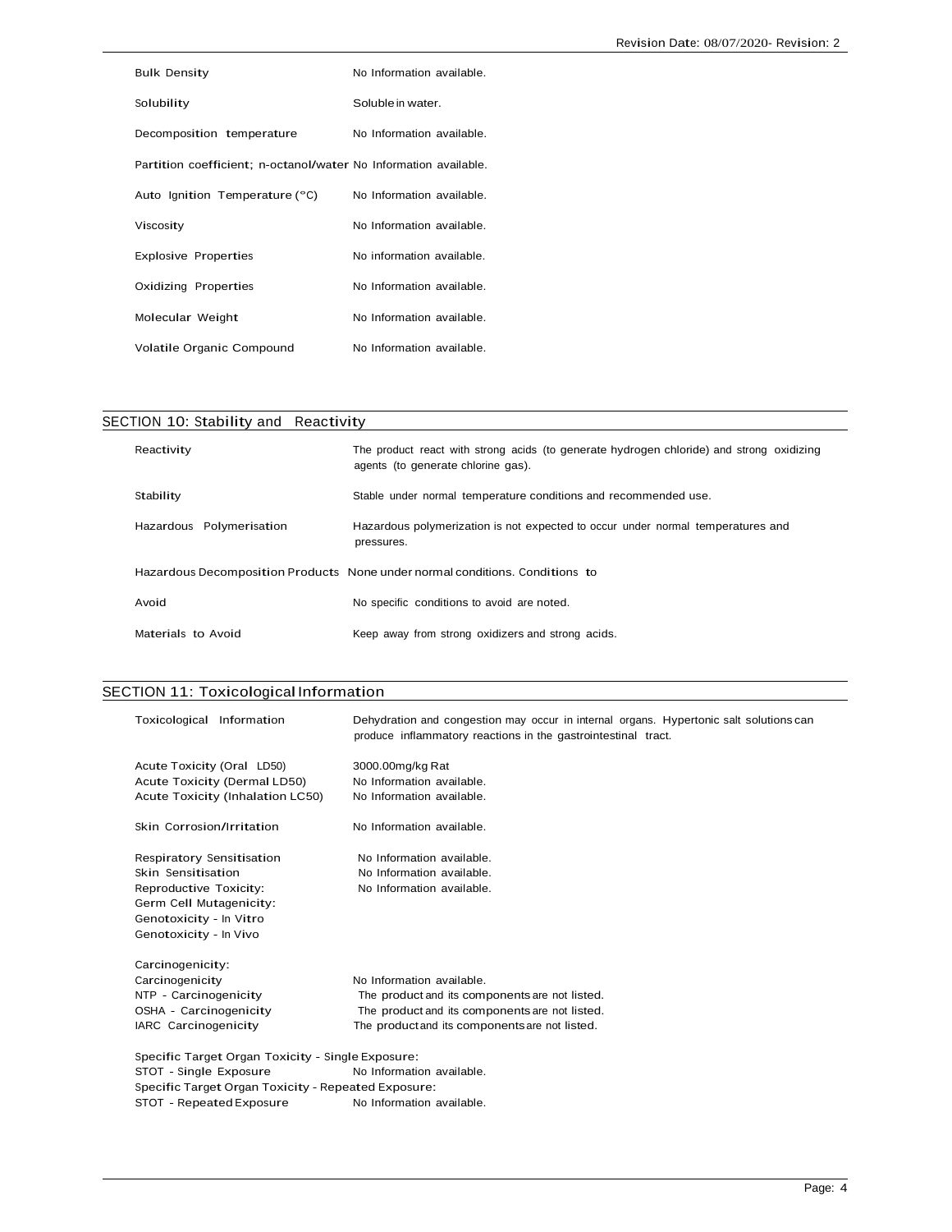| | |
|---|---|
| Bulk Density | No Information available. |
| Solubility | Soluble in water. |
| Decomposition temperature | No Information available. |
| Partition coefficient; n-octanol/water | No Information available. |
| Auto Ignition Temperature (°C) | No Information available. |
| Viscosity | No Information available. |
| Explosive Properties | No information available. |
| Oxidizing Properties | No Information available. |
| Molecular Weight | No Information available. |
| Volatile Organic Compound | No Information available. |

## SECTION 10: Stability and Reactivity

| | |
|---|---|
| Reactivity | The product react with strong acids (to generate hydrogen chloride) and strong oxidizing agents (to generate chlorine gas). |
| Stability | Stable under normal temperature conditions and recommended use. |
| Hazardous Polymerisation | Hazardous polymerization is not expected to occur under normal temperatures and pressures. |
| Hazardous Decomposition Products | None under normal conditions. Conditions to |
| Avoid | No specific conditions to avoid are noted. |
| Materials to Avoid | Keep away from strong oxidizers and strong acids. |

## SECTION 11: Toxicological Information

| | |
|---|---|
| Toxicological Information | Dehydration and congestion may occur in internal organs. Hypertonic salt solutions can produce inflammatory reactions in the gastrointestinal tract. |
| Acute Toxicity (Oral LD50) | 3000.00mg/kg Rat |
| Acute Toxicity (Dermal LD50) | No Information available. |
| Acute Toxicity (Inhalation LC50) | No Information available. |
| Skin Corrosion/Irritation | No Information available. |
| Respiratory Sensitisation | No Information available. |
| Skin Sensitisation | No Information available. |
| Reproductive Toxicity: | No Information available. |
| Germ Cell Mutagenicity: | |
| Genotoxicity - In Vitro | |
| Genotoxicity - In Vivo | |
| Carcinogenicity: | |
| Carcinogenicity | No Information available. |
| NTP - Carcinogenicity | The product and its components are not listed. |
| OSHA - Carcinogenicity | The product and its components are not listed. |
| IARC Carcinogenicity | The product and its components are not listed. |
| Specific Target Organ Toxicity - Single Exposure: | |
| STOT - Single Exposure | No Information available. |
| Specific Target Organ Toxicity - Repeated Exposure: | |
| STOT - Repeated Exposure | No Information available. |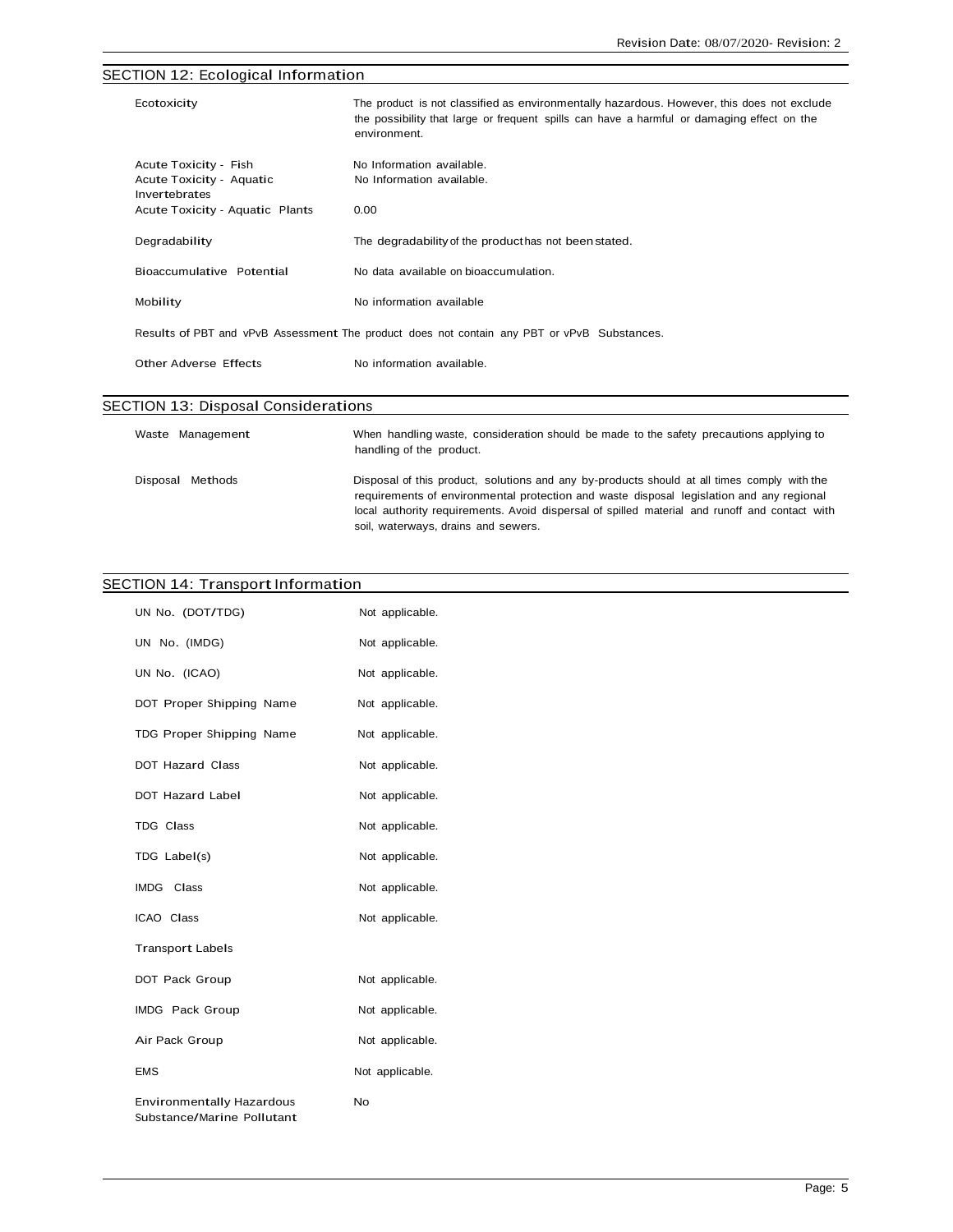## SECTION 12: Ecological Information

| | |
|---|---|
| Ecotoxicity | The product is not classified as environmentally hazardous. However, this does not exclude the possibility that large or frequent spills can have a harmful or damaging effect on the environment. |
| Acute Toxicity - Fish | No Information available. |
| Acute Toxicity - Aquatic Invertebrates | No Information available. |
| Acute Toxicity - Aquatic Plants | 0.00 |
| Degradability | The degradability of the product has not been stated. |
| Bioaccumulative Potential | No data available on bioaccumulation. |
| Mobility | No information available |

Results of PBT and vPvB Assessment The product does not contain any PBT or vPvB Substances.

| | |
|---|---|
| Other Adverse Effects | No information available. |

## SECTION 13: Disposal Considerations

| | |
|---|---|
| Waste Management | When handling waste, consideration should be made to the safety precautions applying to handling of the product. |
| Disposal Methods | Disposal of this product, solutions and any by-products should at all times comply with the requirements of environmental protection and waste disposal legislation and any regional local authority requirements. Avoid dispersal of spilled material and runoff and contact with soil, waterways, drains and sewers. |

## SECTION 14: Transport Information

| | |
|---|---|
| UN No. (DOT/TDG) | Not applicable. |
| UN No. (IMDG) | Not applicable. |
| UN No. (ICAO) | Not applicable. |
| DOT Proper Shipping Name | Not applicable. |
| TDG Proper Shipping Name | Not applicable. |
| DOT Hazard Class | Not applicable. |
| DOT Hazard Label | Not applicable. |
| TDG Class | Not applicable. |
| TDG Label(s) | Not applicable. |
| IMDG Class | Not applicable. |
| ICAO Class | Not applicable. |
| Transport Labels | |
| DOT Pack Group | Not applicable. |
| IMDG Pack Group | Not applicable. |
| Air Pack Group | Not applicable. |
| EMS | Not applicable. |
| Environmentally Hazardous Substance/Marine Pollutant | No |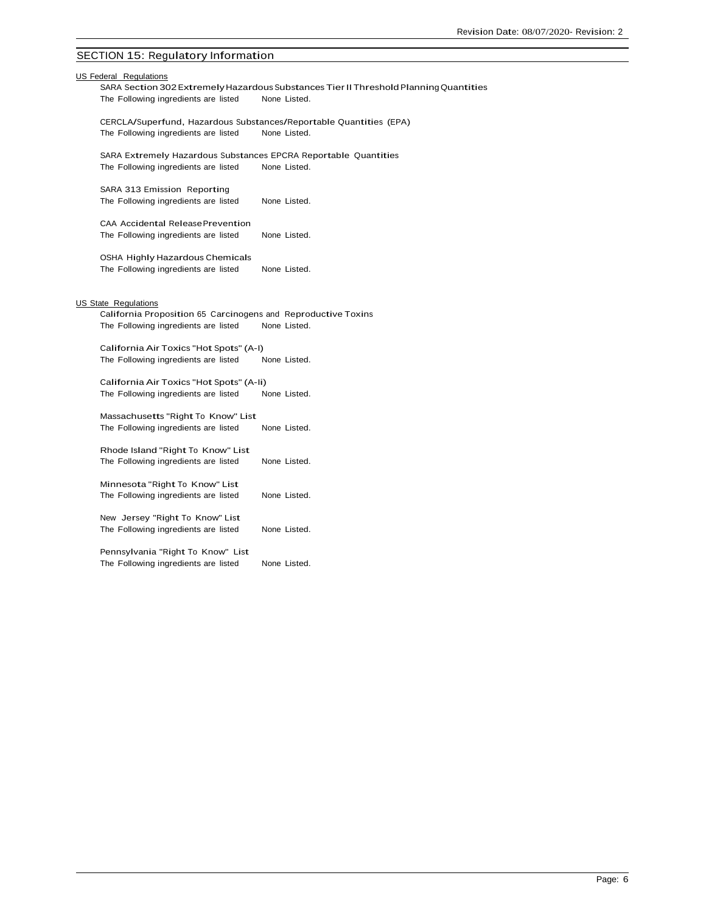## SECTION 15: Regulatory Information

US Federal Regulations

SARA Section 302 Extremely Hazardous Substances Tier II Threshold Planning Quantities
The Following ingredients are listed None Listed.

CERCLA/Superfund, Hazardous Substances/Reportable Quantities (EPA)
The Following ingredients are listed None Listed.

SARA Extremely Hazardous Substances EPCRA Reportable Quantities
The Following ingredients are listed None Listed.

SARA 313 Emission Reporting
The Following ingredients are listed None Listed.

CAA Accidental Release Prevention
The Following ingredients are listed None Listed.

OSHA Highly Hazardous Chemicals
The Following ingredients are listed None Listed.

US State Regulations

California Proposition 65 Carcinogens and Reproductive Toxins
The Following ingredients are listed None Listed.

California Air Toxics "Hot Spots" (A-I)
The Following ingredients are listed None Listed.

California Air Toxics "Hot Spots" (A-Ii)
The Following ingredients are listed None Listed.

Massachusetts "Right To Know" List
The Following ingredients are listed None Listed.

Rhode Island "Right To Know" List
The Following ingredients are listed None Listed.

Minnesota "Right To Know" List
The Following ingredients are listed None Listed.

New Jersey "Right To Know" List
The Following ingredients are listed None Listed.

Pennsylvania "Right To Know" List
The Following ingredients are listed None Listed.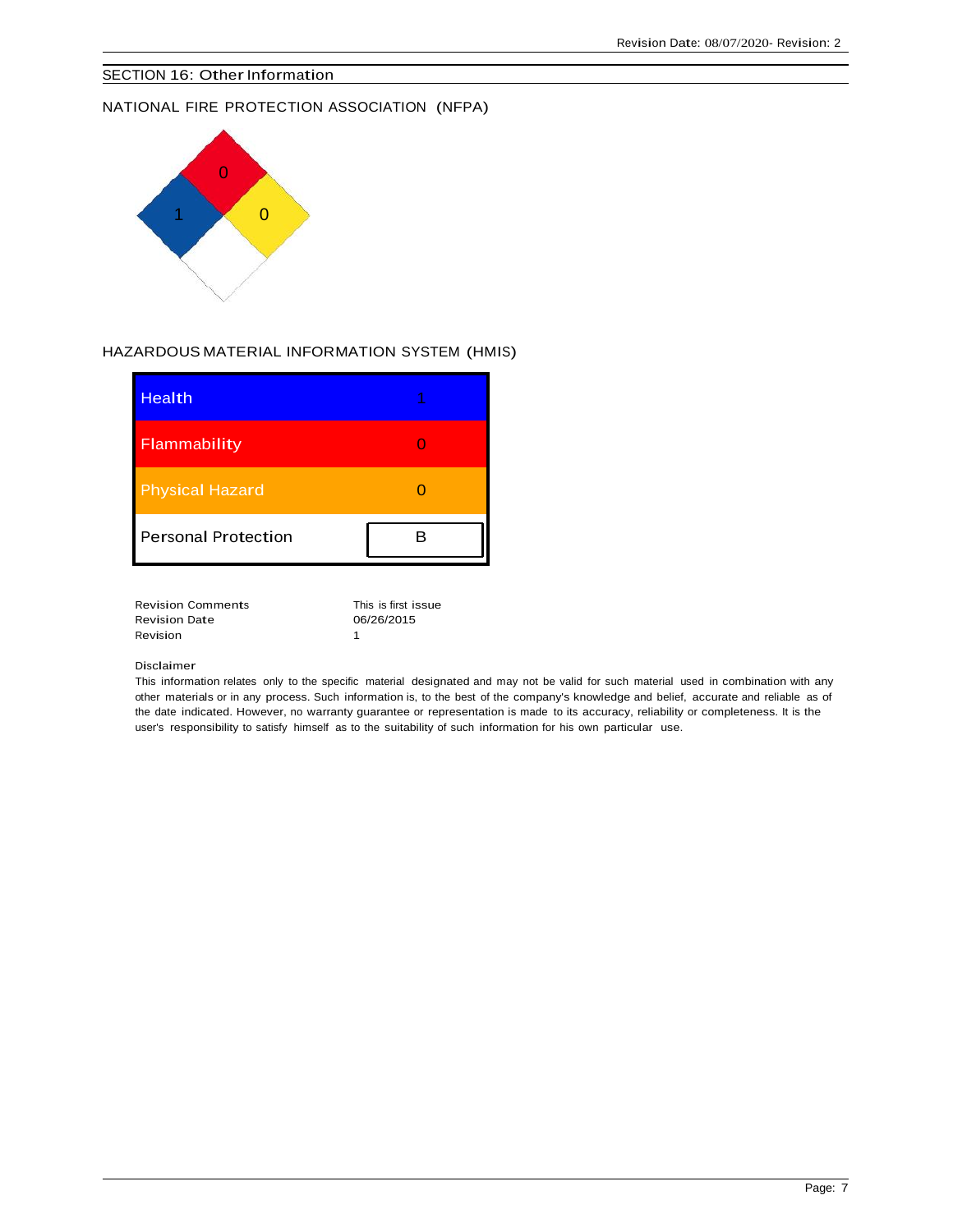## SECTION 16: Other Information

### NATIONAL FIRE PROTECTION ASSOCIATION (NFPA)

0

1 0

### HAZARDOUS MATERIAL INFORMATION SYSTEM (HMIS)

| | |
|---|---|
| Health | 1 |
| Flammability | 0 |
| Physical Hazard | 0 |
| Personal Protection | B |

| | |
|---|---|
| Revision Comments | This is first issue |
| Revision Date | 06/26/2015 |
| Revision | 1 |

Disclaimer

This information relates only to the specific material designated and may not be valid for such material used in combination with any other materials or in any process. Such information is, to the best of the company's knowledge and belief, accurate and reliable as of the date indicated. However, no warranty guarantee or representation is made to its accuracy, reliability or completeness. It is the user's responsibility to satisfy himself as to the suitability of such information for his own particular use.